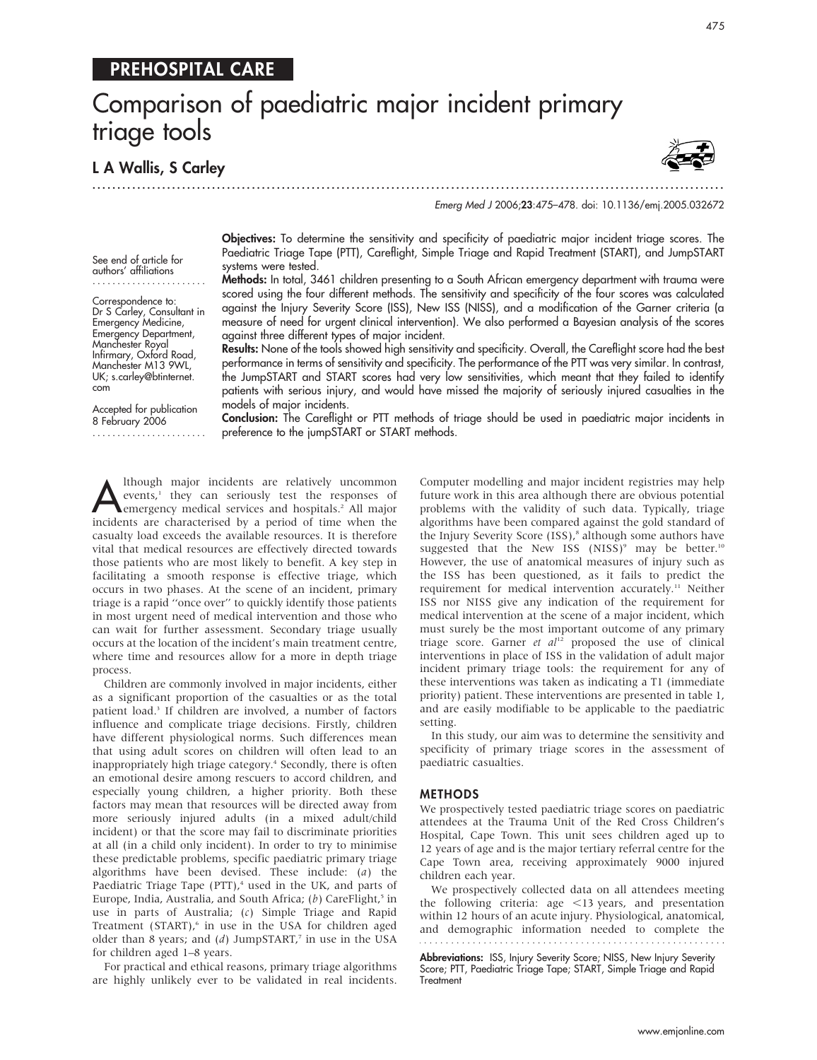PREHOSPITAL CARE

# Comparison of paediatric major incident primary triage tools

**L A Wallis, S Carley**

Emerg Med J 2006;23:475–478. doi: 10.1136/emj.2005.032672

See end of article for authors' affiliations

Correspondence to: Dr S Carley, Consultant in Emergency Medicine, Emergency Department, Manchester Royal Infirmary, Oxford Road, Manchester M13 9WL, UK; s.carley@btinternet.com

Accepted for publication 8 February 2006

**Objectives:** To determine the sensitivity and specificity of paediatric major incident triage scores. The Paediatric Triage Tape (PTT), Careflight, Simple Triage and Rapid Treatment (START), and JumpSTART systems were tested.

**Methods:** In total, 3461 children presenting to a South African emergency department with trauma were scored using the four different methods. The sensitivity and specificity of the four scores was calculated against the Injury Severity Score (ISS), New ISS (NISS), and a modification of the Garner criteria (a measure of need for urgent clinical intervention). We also performed a Bayesian analysis of the scores against three different types of major incident.

**Results:** None of the tools showed high sensitivity and specificity. Overall, the Careflight score had the best performance in terms of sensitivity and specificity. The performance of the PTT was very similar. In contrast, the JumpSTART and START scores had very low sensitivities, which meant that they failed to identify patients with serious injury, and would have missed the majority of seriously injured casualties in the models of major incidents.

**Conclusion:** The Careflight or PTT methods of triage should be used in paediatric major incidents in preference to the jumpSTART or START methods.

Although major incidents are relatively uncommon events,[1] they can seriously test the responses of emergency medical services and hospitals.[2] All major incidents are characterised by a period of time when the casualty load exceeds the available resources. It is therefore vital that medical resources are effectively directed towards those patients who are most likely to benefit. A key step in facilitating a smooth response is effective triage, which occurs in two phases. At the scene of an incident, primary triage is a rapid "once over" to quickly identify those patients in most urgent need of medical intervention and those who can wait for further assessment. Secondary triage usually occurs at the location of the incident's main treatment centre, where time and resources allow for a more in depth triage process.

Children are commonly involved in major incidents, either as a significant proportion of the casualties or as the total patient load.[3] If children are involved, a number of factors influence and complicate triage decisions. Firstly, children have different physiological norms. Such differences mean that using adult scores on children will often lead to an inappropriately high triage category.[4] Secondly, there is often an emotional desire among rescuers to accord children, and especially young children, a higher priority. Both these factors may mean that resources will be directed away from more seriously injured adults (in a mixed adult/child incident) or that the score may fail to discriminate priorities at all (in a child only incident). In order to try to minimise these predictable problems, specific paediatric primary triage algorithms have been devised. These include: (*a*) the Paediatric Triage Tape (PTT),[4] used in the UK, and parts of Europe, India, Australia, and South Africa; (*b*) CareFlight,[5] in use in parts of Australia; (*c*) Simple Triage and Rapid Treatment (START),[6] in use in the USA for children aged older than 8 years; and (*d*) JumpSTART,[7] in use in the USA for children aged 1–8 years.

For practical and ethical reasons, primary triage algorithms are highly unlikely ever to be validated in real incidents. Computer modelling and major incident registries may help future work in this area although there are obvious potential problems with the validity of such data. Typically, triage algorithms have been compared against the gold standard of the Injury Severity Score (ISS),[8] although some authors have suggested that the New ISS (NISS)[9] may be better.[10] However, the use of anatomical measures of injury such as the ISS has been questioned, as it fails to predict the requirement for medical intervention accurately.[11] Neither ISS nor NISS give any indication of the requirement for medical intervention at the scene of a major incident, which must surely be the most important outcome of any primary triage score. Garner *et al*[12] proposed the use of clinical interventions in place of ISS in the validation of adult major incident primary triage tools: the requirement for any of these interventions was taken as indicating a T1 (immediate priority) patient. These interventions are presented in table 1, and are easily modifiable to be applicable to the paediatric setting.

In this study, our aim was to determine the sensitivity and specificity of primary triage scores in the assessment of paediatric casualties.

## METHODS

We prospectively tested paediatric triage scores on paediatric attendees at the Trauma Unit of the Red Cross Children's Hospital, Cape Town. This unit sees children aged up to 12 years of age and is the major tertiary referral centre for the Cape Town area, receiving approximately 9000 injured children each year.

We prospectively collected data on all attendees meeting the following criteria: age <13 years, and presentation within 12 hours of an acute injury. Physiological, anatomical, and demographic information needed to complete the

**Abbreviations:** ISS, Injury Severity Score; NISS, New Injury Severity Score; PTT, Paediatric Triage Tape; START, Simple Triage and Rapid Treatment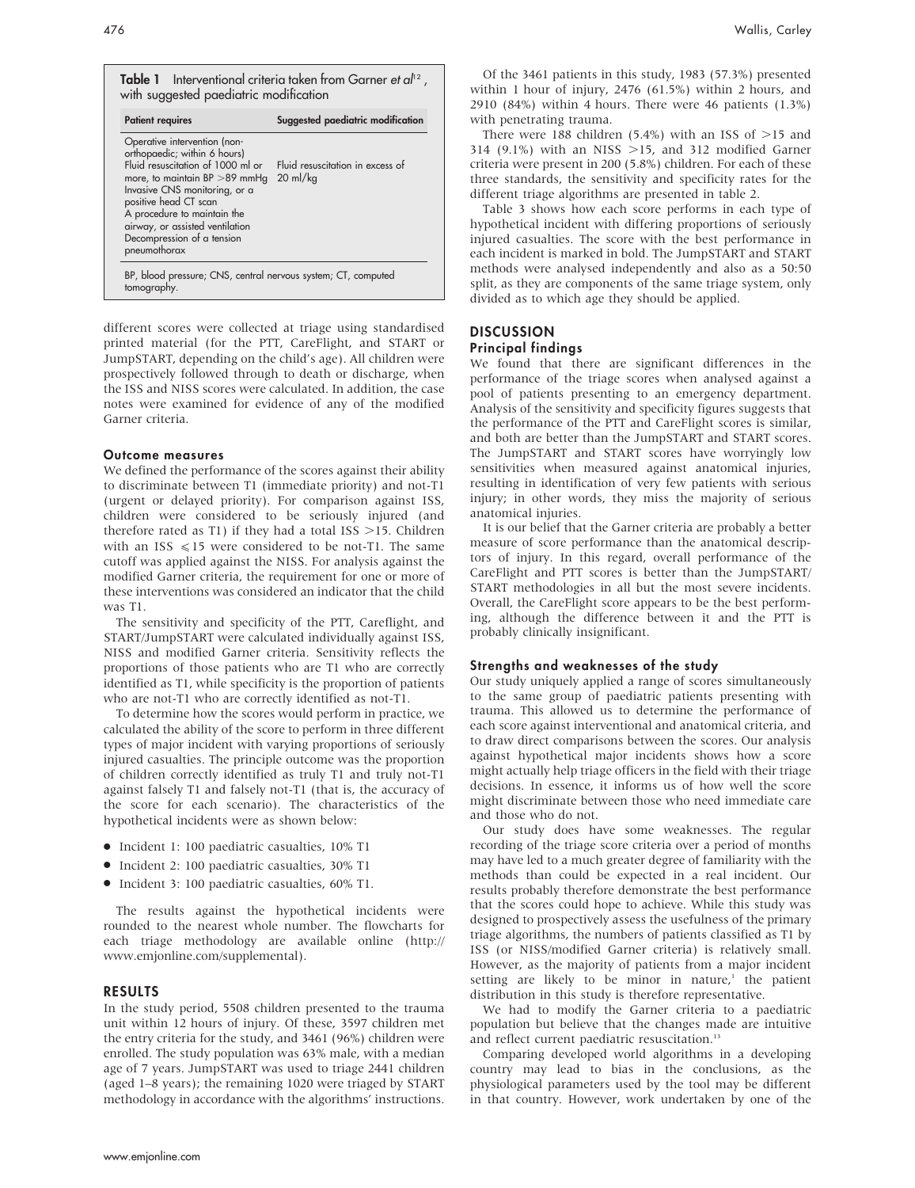**Table 1** Interventional criteria taken from Garner *et al*[12], with suggested paediatric modification

| Patient requires | Suggested paediatric modification |
|---|---|
| Operative intervention (non-orthopaedic; within 6 hours) | |
| Fluid resuscitation of 1000 ml or more, to maintain BP >89 mmHg | Fluid resuscitation in excess of 20 ml/kg |
| Invasive CNS monitoring, or a positive head CT scan | |
| A procedure to maintain the airway, or assisted ventilation | |
| Decompression of a tension pneumothorax | |

BP, blood pressure; CNS, central nervous system; CT, computed tomography.

different scores were collected at triage using standardised printed material (for the PTT, CareFlight, and START or JumpSTART, depending on the child's age). All children were prospectively followed through to death or discharge, when the ISS and NISS scores were calculated. In addition, the case notes were examined for evidence of any of the modified Garner criteria.

### Outcome measures

We defined the performance of the scores against their ability to discriminate between T1 (immediate priority) and not-T1 (urgent or delayed priority). For comparison against ISS, children were considered to be seriously injured (and therefore rated as T1) if they had a total ISS >15. Children with an ISS ⩽15 were considered to be not-T1. The same cutoff was applied against the NISS. For analysis against the modified Garner criteria, the requirement for one or more of these interventions was considered an indicator that the child was T1.

The sensitivity and specificity of the PTT, Careflight, and START/JumpSTART were calculated individually against ISS, NISS and modified Garner criteria. Sensitivity reflects the proportions of those patients who are T1 who are correctly identified as T1, while specificity is the proportion of patients who are not-T1 who are correctly identified as not-T1.

To determine how the scores would perform in practice, we calculated the ability of the score to perform in three different types of major incident with varying proportions of seriously injured casualties. The principle outcome was the proportion of children correctly identified as truly T1 and truly not-T1 against falsely T1 and falsely not-T1 (that is, the accuracy of the score for each scenario). The characteristics of the hypothetical incidents were as shown below:

- Incident 1: 100 paediatric casualties, 10% T1
- Incident 2: 100 paediatric casualties, 30% T1
- Incident 3: 100 paediatric casualties, 60% T1.

The results against the hypothetical incidents were rounded to the nearest whole number. The flowcharts for each triage methodology are available online (http://www.emjonline.com/supplemental).

## RESULTS

In the study period, 5508 children presented to the trauma unit within 12 hours of injury. Of these, 3597 children met the entry criteria for the study, and 3461 (96%) children were enrolled. The study population was 63% male, with a median age of 7 years. JumpSTART was used to triage 2441 children (aged 1–8 years); the remaining 1020 were triaged by START methodology in accordance with the algorithms' instructions.

Of the 3461 patients in this study, 1983 (57.3%) presented within 1 hour of injury, 2476 (61.5%) within 2 hours, and 2910 (84%) within 4 hours. There were 46 patients (1.3%) with penetrating trauma.

There were 188 children (5.4%) with an ISS of >15 and 314 (9.1%) with an NISS >15, and 312 modified Garner criteria were present in 200 (5.8%) children. For each of these three standards, the sensitivity and specificity rates for the different triage algorithms are presented in table 2.

Table 3 shows how each score performs in each type of hypothetical incident with differing proportions of seriously injured casualties. The score with the best performance in each incident is marked in bold. The JumpSTART and START methods were analysed independently and also as a 50:50 split, as they are components of the same triage system, only divided as to which age they should be applied.

## DISCUSSION

### Principal findings

We found that there are significant differences in the performance of the triage scores when analysed against a pool of patients presenting to an emergency department. Analysis of the sensitivity and specificity figures suggests that the performance of the PTT and CareFlight scores is similar, and both are better than the JumpSTART and START scores. The JumpSTART and START scores have worryingly low sensitivities when measured against anatomical injuries, resulting in identification of very few patients with serious injury; in other words, they miss the majority of serious anatomical injuries.

It is our belief that the Garner criteria are probably a better measure of score performance than the anatomical descriptors of injury. In this regard, overall performance of the CareFlight and PTT scores is better than the JumpSTART/START methodologies in all but the most severe incidents. Overall, the CareFlight score appears to be the best performing, although the difference between it and the PTT is probably clinically insignificant.

### Strengths and weaknesses of the study

Our study uniquely applied a range of scores simultaneously to the same group of paediatric patients presenting with trauma. This allowed us to determine the performance of each score against interventional and anatomical criteria, and to draw direct comparisons between the scores. Our analysis against hypothetical major incidents shows how a score might actually help triage officers in the field with their triage decisions. In essence, it informs us of how well the score might discriminate between those who need immediate care and those who do not.

Our study does have some weaknesses. The regular recording of the triage score criteria over a period of months may have led to a much greater degree of familiarity with the methods than could be expected in a real incident. Our results probably therefore demonstrate the best performance that the scores could hope to achieve. While this study was designed to prospectively assess the usefulness of the primary triage algorithms, the numbers of patients classified as T1 by ISS (or NISS/modified Garner criteria) is relatively small. However, as the majority of patients from a major incident setting are likely to be minor in nature,[1] the patient distribution in this study is therefore representative.

We had to modify the Garner criteria to a paediatric population but believe that the changes made are intuitive and reflect current paediatric resuscitation.[13]

Comparing developed world algorithms in a developing country may lead to bias in the conclusions, as the physiological parameters used by the tool may be different in that country. However, work undertaken by one of the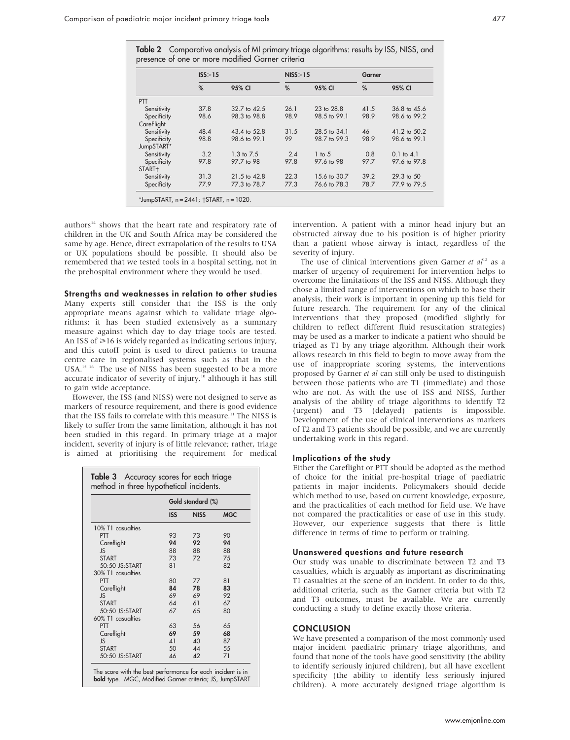**Table 2** Comparative analysis of MI primary triage algorithms: results by ISS, NISS, and presence of one or more modified Garner criteria

| | ISS>15 | | NISS>15 | | Garner | |
|---|---|---|---|---|---|---|
| | % | 95% CI | % | 95% CI | % | 95% CI |
| PTT | | | | | | |
| Sensitivity | 37.8 | 32.7 to 42.5 | 26.1 | 23 to 28.8 | 41.5 | 36.8 to 45.6 |
| Specificity | 98.6 | 98.3 to 98.8 | 98.9 | 98.5 to 99.1 | 98.9 | 98.6 to 99.2 |
| CareFlight | | | | | | |
| Sensitivity | 48.4 | 43.4 to 52.8 | 31.5 | 28.5 to 34.1 | 46 | 41.2 to 50.2 |
| Specificity | 98.8 | 98.6 to 99.1 | 99 | 98.7 to 99.3 | 98.9 | 98.6 to 99.1 |
| JumpSTART* | | | | | | |
| Sensitivity | 3.2 | 1.3 to 7.5 | 2.4 | 1 to 5 | 0.8 | 0.1 to 4.1 |
| Specificity | 97.8 | 97.7 to 98 | 97.8 | 97.6 to 98 | 97.7 | 97.6 to 97.8 |
| START† | | | | | | |
| Sensitivity | 31.3 | 21.5 to 42.8 | 22.3 | 15.6 to 30.7 | 39.2 | 29.3 to 50 |
| Specificity | 77.9 | 77.3 to 78.7 | 77.3 | 76.6 to 78.3 | 78.7 | 77.9 to 79.5 |

*JumpSTART, n = 2441; †START, n = 1020.

authors[14] shows that the heart rate and respiratory rate of children in the UK and South Africa may be considered the same by age. Hence, direct extrapolation of the results to USA or UK populations should be possible. It should also be remembered that we tested tools in a hospital setting, not in the prehospital environment where they would be used.

### Strengths and weaknesses in relation to other studies

Many experts still consider that the ISS is the only appropriate means against which to validate triage algorithms: it has been studied extensively as a summary measure against which day to day triage tools are tested. An ISS of ≥16 is widely regarded as indicating serious injury, and this cutoff point is used to direct patients to trauma centre care in regionalised systems such as that in the USA.[15 16] The use of NISS has been suggested to be a more accurate indicator of severity of injury,[10] although it has still to gain wide acceptance.

However, the ISS (and NISS) were not designed to serve as markers of resource requirement, and there is good evidence that the ISS fails to correlate with this measure.[11] The NISS is likely to suffer from the same limitation, although it has not been studied in this regard. In primary triage at a major incident, severity of injury is of little relevance; rather, triage is aimed at prioritising the requirement for medical intervention. A patient with a minor head injury but an obstructed airway due to his position is of higher priority than a patient whose airway is intact, regardless of the severity of injury.

The use of clinical interventions given Garner *et al*[12] as a marker of urgency of requirement for intervention helps to overcome the limitations of the ISS and NISS. Although they chose a limited range of interventions on which to base their analysis, their work is important in opening up this field for future research. The requirement for any of the clinical interventions that they proposed (modified slightly for children to reflect different fluid resuscitation strategies) may be used as a marker to indicate a patient who should be triaged as T1 by any triage algorithm. Although their work allows research in this field to begin to move away from the use of inappropriate scoring systems, the interventions proposed by Garner *et al* can still only be used to distinguish between those patients who are T1 (immediate) and those who are not. As with the use of ISS and NISS, further analysis of the ability of triage algorithms to identify T2 (urgent) and T3 (delayed) patients is impossible. Development of the use of clinical interventions as markers of T2 and T3 patients should be possible, and we are currently undertaking work in this regard.

**Table 3** Accuracy scores for each triage method in three hypothetical incidents.

| | Gold standard (%) | | |
|---|---|---|---|
| | ISS | NISS | MGC |
| 10% T1 casualties | | | |
| PTT | 93 | 73 | 90 |
| Careflight | **94** | **92** | **94** |
| JS | 88 | 88 | 88 |
| START | 73 | 72 | 75 |
| 50:50 JS:START | 81 | | 82 |
| 30% T1 casualties | | | |
| PTT | 80 | 77 | 81 |
| Careflight | **84** | **78** | **83** |
| JS | 69 | 69 | 92 |
| START | 64 | 61 | 67 |
| 50:50 JS:START | 67 | 65 | 80 |
| 60% T1 casualties | | | |
| PTT | 63 | 56 | 65 |
| Careflight | **69** | **59** | **68** |
| JS | 41 | 40 | 87 |
| START | 50 | 44 | 55 |
| 50:50 JS:START | 46 | 42 | 71 |

The score with the best performance for each incident is in **bold** type. MGC, Modified Garner criteria; JS, JumpSTART

### Implications of the study

Either the Careflight or PTT should be adopted as the method of choice for the initial pre-hospital triage of paediatric patients in major incidents. Policymakers should decide which method to use, based on current knowledge, exposure, and the practicalities of each method for field use. We have not compared the practicalities or ease of use in this study. However, our experience suggests that there is little difference in terms of time to perform or training.

### Unanswered questions and future research

Our study was unable to discriminate between T2 and T3 casualties, which is arguably as important as discriminating T1 casualties at the scene of an incident. In order to do this, additional criteria, such as the Garner criteria but with T2 and T3 outcomes, must be available. We are currently conducting a study to define exactly those criteria.

## CONCLUSION

We have presented a comparison of the most commonly used major incident paediatric primary triage algorithms, and found that none of the tools have good sensitivity (the ability to identify seriously injured children), but all have excellent specificity (the ability to identify less seriously injured children). A more accurately designed triage algorithm is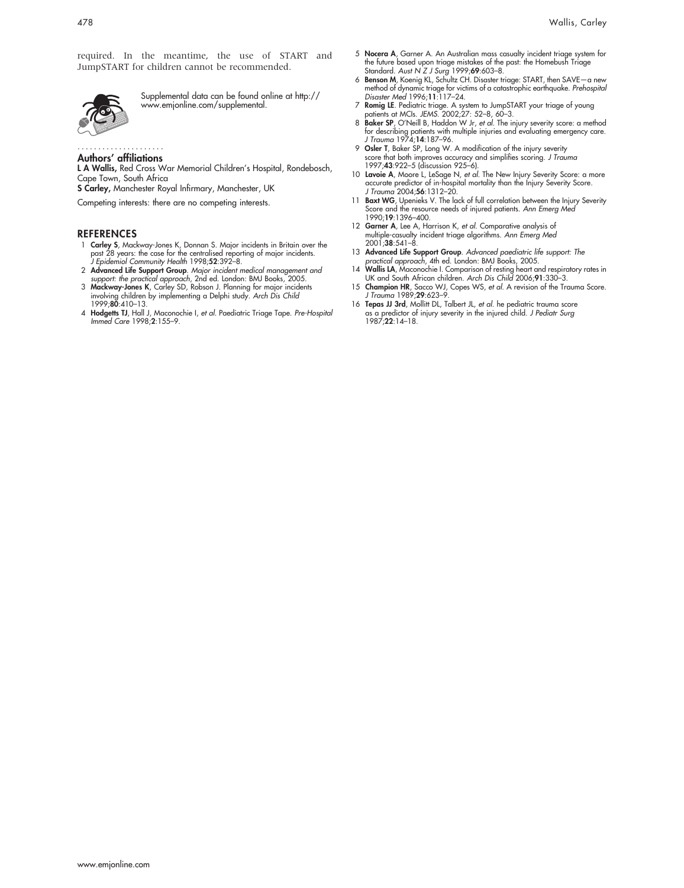required. In the meantime, the use of START and JumpSTART for children cannot be recommended.

Supplemental data can be found online at http://www.emjonline.com/supplemental.

### Authors' affiliations

**L A Wallis,** Red Cross War Memorial Children's Hospital, Rondebosch, Cape Town, South Africa
**S Carley,** Manchester Royal Infirmary, Manchester, UK

Competing interests: there are no competing interests.

## REFERENCES

1. **Carley S**, Mackway-Jones K, Donnan S. Major incidents in Britain over the past 28 years: the case for the centralised reporting of major incidents. *J Epidemiol Community Health* 1998;**52**:392–8.
2. **Advanced Life Support Group**. *Major incident medical management and support: the practical approach*, 2nd ed. London: BMJ Books, 2005.
3. **Mackway-Jones K**, Carley SD, Robson J. Planning for major incidents involving children by implementing a Delphi study. *Arch Dis Child* 1999;**80**:410–13.
4. **Hodgetts TJ**, Hall J, Maconochie I, *et al*. Paediatric Triage Tape. *Pre-Hospital Immed Care* 1998;**2**:155–9.
5. **Nocera A**, Garner A. An Australian mass casualty incident triage system for the future based upon triage mistakes of the past: the Homebush Triage Standard. *Aust N Z J Surg* 1999;**69**:603–8.
6. **Benson M**, Koenig KL, Schultz CH. Disaster triage: START, then SAVE—a new method of dynamic triage for victims of a catastrophic earthquake. *Prehospital Disaster Med* 1996;**11**:117–24.
7. **Romig LE**. Pediatric triage. A system to JumpSTART your triage of young patients at MCIs. *JEMS*. 2002;27: 52–8, 60–3.
8. **Baker SP**, O'Neill B, Haddon W Jr, *et al*. The injury severity score: a method for describing patients with multiple injuries and evaluating emergency care. *J Trauma* 1974;**14**:187–96.
9. **Osler T**, Baker SP, Long W. A modification of the injury severity score that both improves accuracy and simplifies scoring. *J Trauma* 1997;**43**:922–5 (discussion 925–6).
10. **Lavoie A**, Moore L, LeSage N, *et al*. The New Injury Severity Score: a more accurate predictor of in-hospital mortality than the Injury Severity Score. *J Trauma* 2004;**56**:1312–20.
11. **Baxt WG**, Upenieks V. The lack of full correlation between the Injury Severity Score and the resource needs of injured patients. *Ann Emerg Med* 1990;**19**:1396–400.
12. **Garner A**, Lee A, Harrison K, *et al*. Comparative analysis of multiple-casualty incident triage algorithms. *Ann Emerg Med* 2001;**38**:541–8.
13. **Advanced Life Support Group**. *Advanced paediatric life support: The practical approach*, 4th ed. London: BMJ Books, 2005.
14. **Wallis LA**, Maconochie I. Comparison of resting heart and respiratory rates in UK and South African children. *Arch Dis Child* 2006;**91**:330–3.
15. **Champion HR**, Sacco WJ, Copes WS, *et al*. A revision of the Trauma Score. *J Trauma* 1989;**29**:623–9.
16. **Tepas JJ 3rd**, Mollitt DL, Talbert JL, *et al*. he pediatric trauma score as a predictor of injury severity in the injured child. *J Pediatr Surg* 1987;**22**:14–18.